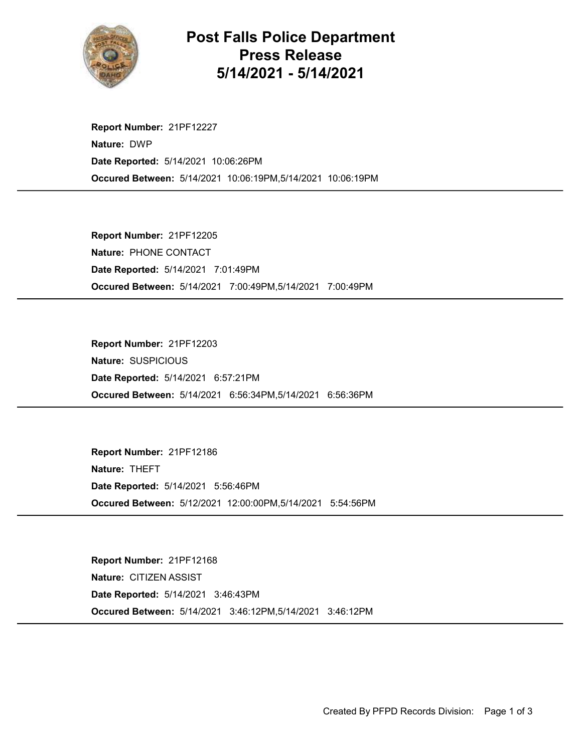# Post Falls Police Department
# Press Release
# 5/14/2021 - 5/14/2021

**Report Number:** 21PF12227
**Nature:** DWP
**Date Reported:** 5/14/2021 10:06:26PM
**Occured Between:** 5/14/2021 10:06:19PM,5/14/2021 10:06:19PM

---

**Report Number:** 21PF12205
**Nature:** PHONE CONTACT
**Date Reported:** 5/14/2021 7:01:49PM
**Occured Between:** 5/14/2021 7:00:49PM,5/14/2021 7:00:49PM

---

**Report Number:** 21PF12203
**Nature:** SUSPICIOUS
**Date Reported:** 5/14/2021 6:57:21PM
**Occured Between:** 5/14/2021 6:56:34PM,5/14/2021 6:56:36PM

---

**Report Number:** 21PF12186
**Nature:** THEFT
**Date Reported:** 5/14/2021 5:56:46PM
**Occured Between:** 5/12/2021 12:00:00PM,5/14/2021 5:54:56PM

---

**Report Number:** 21PF12168
**Nature:** CITIZEN ASSIST
**Date Reported:** 5/14/2021 3:46:43PM
**Occured Between:** 5/14/2021 3:46:12PM,5/14/2021 3:46:12PM

---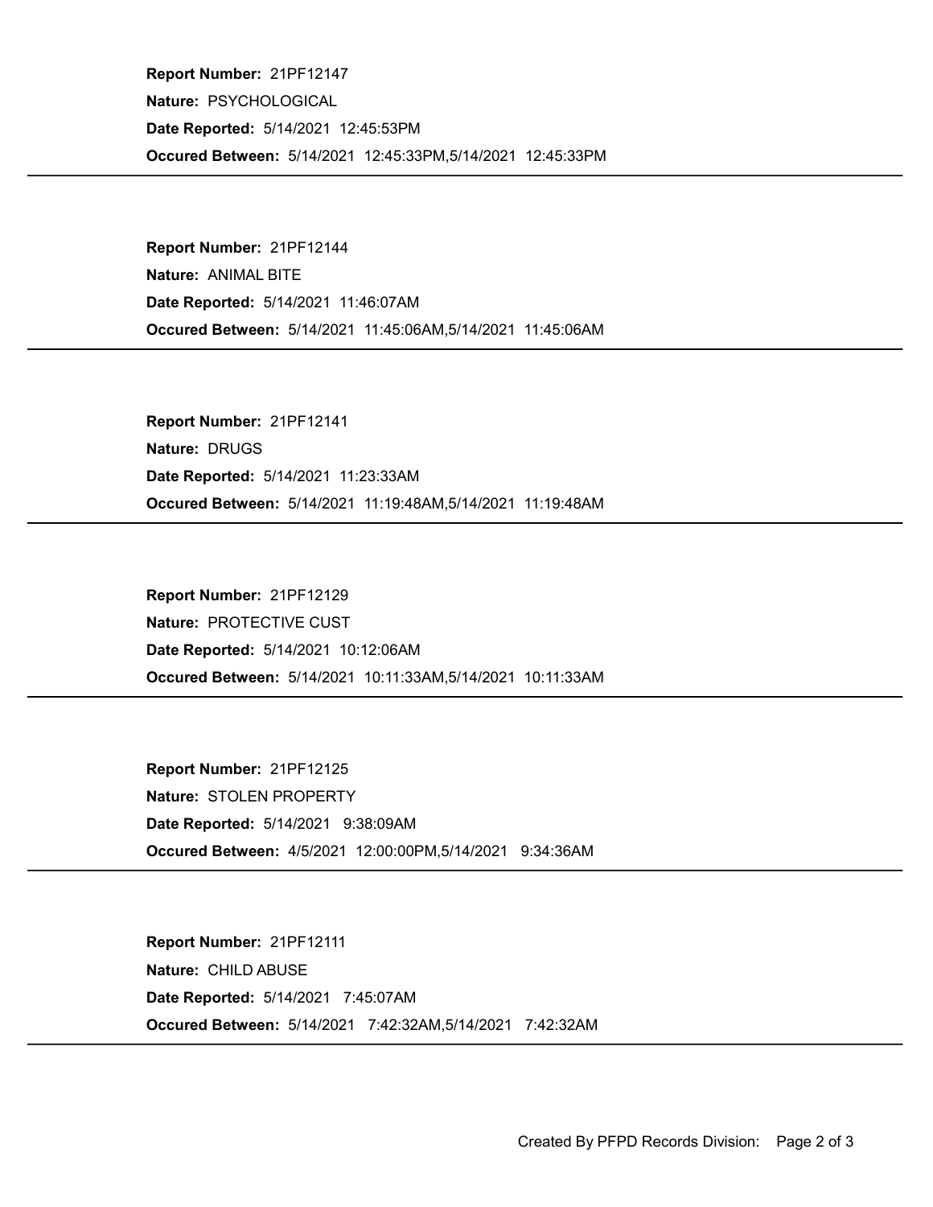**Report Number:** 21PF12147
**Nature:** PSYCHOLOGICAL
**Date Reported:** 5/14/2021 12:45:53PM
**Occured Between:** 5/14/2021 12:45:33PM,5/14/2021 12:45:33PM

---

**Report Number:** 21PF12144
**Nature:** ANIMAL BITE
**Date Reported:** 5/14/2021 11:46:07AM
**Occured Between:** 5/14/2021 11:45:06AM,5/14/2021 11:45:06AM

---

**Report Number:** 21PF12141
**Nature:** DRUGS
**Date Reported:** 5/14/2021 11:23:33AM
**Occured Between:** 5/14/2021 11:19:48AM,5/14/2021 11:19:48AM

---

**Report Number:** 21PF12129
**Nature:** PROTECTIVE CUST
**Date Reported:** 5/14/2021 10:12:06AM
**Occured Between:** 5/14/2021 10:11:33AM,5/14/2021 10:11:33AM

---

**Report Number:** 21PF12125
**Nature:** STOLEN PROPERTY
**Date Reported:** 5/14/2021 9:38:09AM
**Occured Between:** 4/5/2021 12:00:00PM,5/14/2021 9:34:36AM

---

**Report Number:** 21PF12111
**Nature:** CHILD ABUSE
**Date Reported:** 5/14/2021 7:45:07AM
**Occured Between:** 5/14/2021 7:42:32AM,5/14/2021 7:42:32AM

---

Created By PFPD Records Division: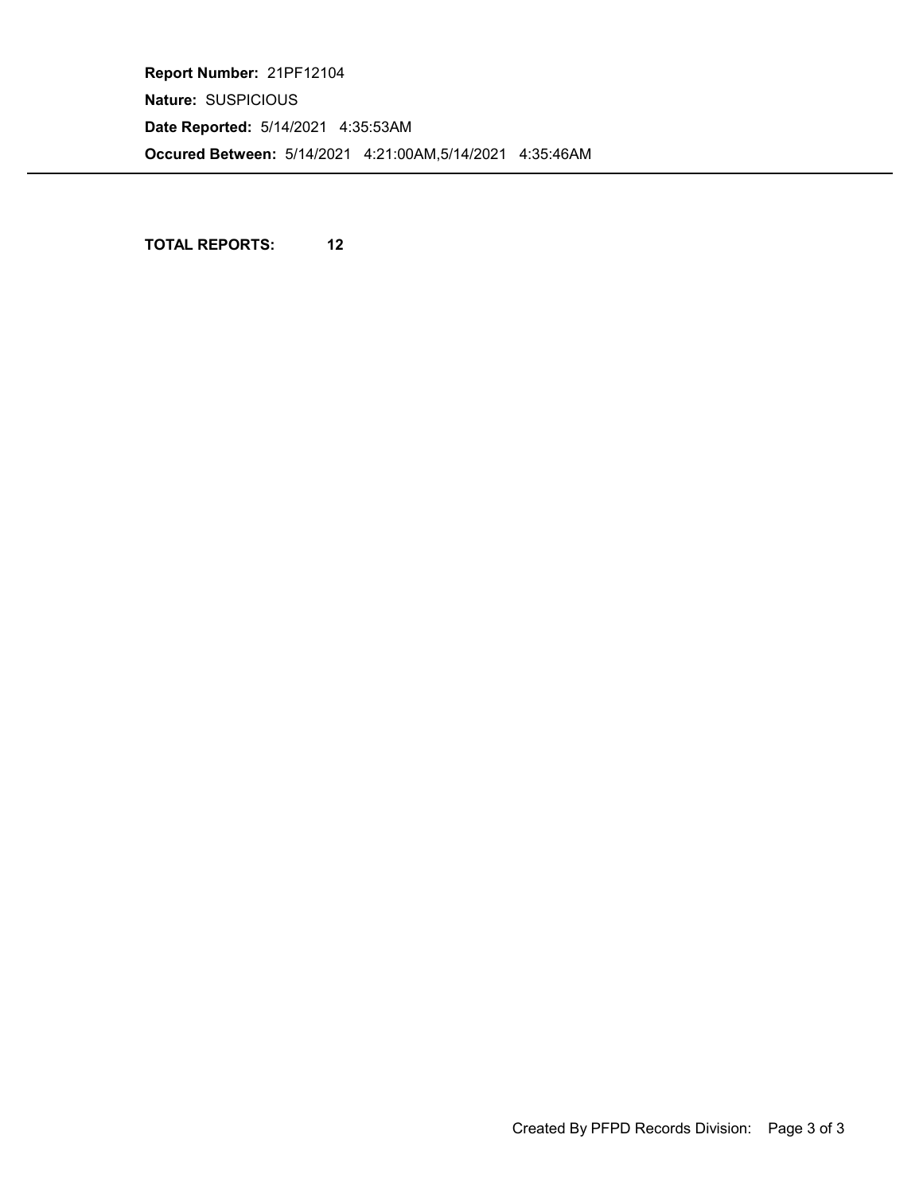**Report Number:** 21PF12104

**Nature:** SUSPICIOUS

**Date Reported:** 5/14/2021 4:35:53AM

**Occured Between:** 5/14/2021 4:21:00AM,5/14/2021 4:35:46AM

---

**TOTAL REPORTS: 12**